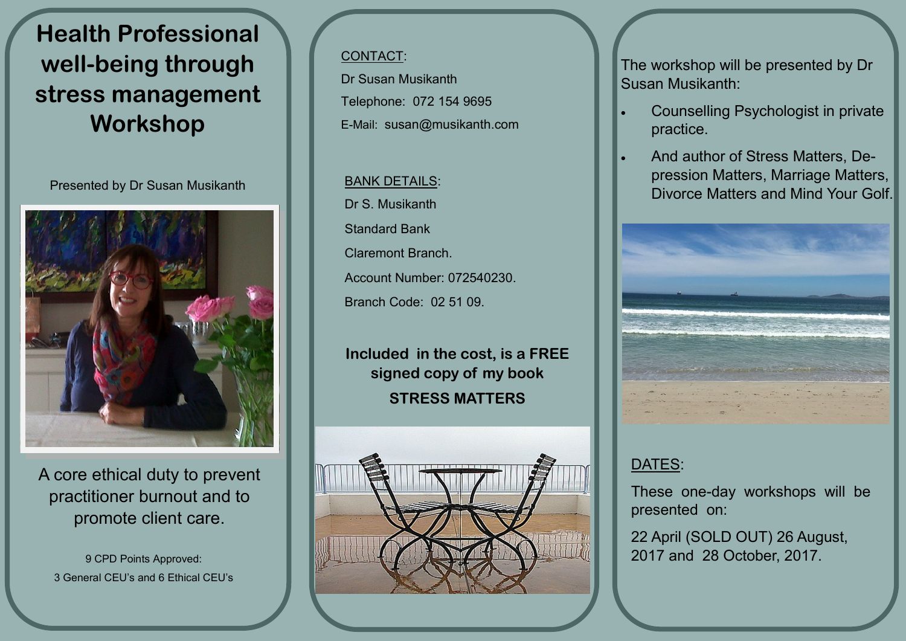# Health Professional well-being through stress management Workshop

Presented by Dr Susan Musikanth

A core ethical duty to prevent practitioner burnout and to promote client care.

9 CPD Points Approved:
3 General CEU's and 6 Ethical CEU's

CONTACT:

Dr Susan Musikanth

Telephone: 072 154 9695

E-Mail: susan@musikanth.com

BANK DETAILS:

Dr S. Musikanth

Standard Bank

Claremont Branch.

Account Number: 072540230.

Branch Code: 02 51 09.

**Included in the cost, is a FREE signed copy of my book**

**STRESS MATTERS**

The workshop will be presented by Dr Susan Musikanth:

- Counselling Psychologist in private practice.
- And author of Stress Matters, Depression Matters, Marriage Matters, Divorce Matters and Mind Your Golf.

DATES:

These one-day workshops will be presented on:

22 April (SOLD OUT) 26 August, 2017 and 28 October, 2017.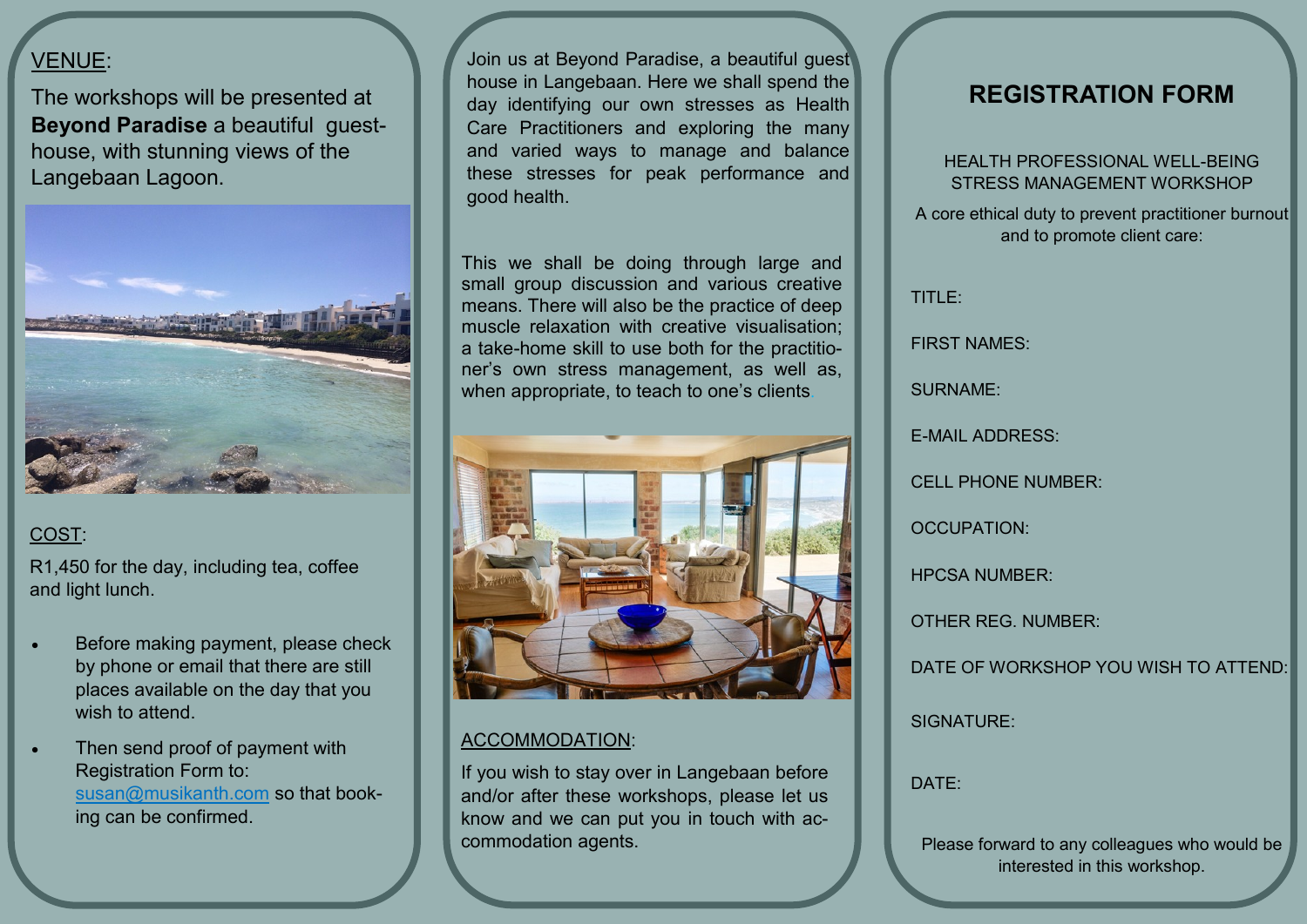VENUE:

The workshops will be presented at **Beyond Paradise** a beautiful guest-house, with stunning views of the Langebaan Lagoon.

COST:

R1,450 for the day, including tea, coffee and light lunch.

- Before making payment, please check by phone or email that there are still places available on the day that you wish to attend.
- Then send proof of payment with Registration Form to: susan@musikanth.com so that booking can be confirmed.

Join us at Beyond Paradise, a beautiful guest house in Langebaan. Here we shall spend the day identifying our own stresses as Health Care Practitioners and exploring the many and varied ways to manage and balance these stresses for peak performance and good health.

This we shall be doing through large and small group discussion and various creative means. There will also be the practice of deep muscle relaxation with creative visualisation; a take-home skill to use both for the practitioner's own stress management, as well as, when appropriate, to teach to one's clients.

ACCOMMODATION:

If you wish to stay over in Langebaan before and/or after these workshops, please let us know and we can put you in touch with accommodation agents.

# REGISTRATION FORM

HEALTH PROFESSIONAL WELL-BEING STRESS MANAGEMENT WORKSHOP

A core ethical duty to prevent practitioner burnout and to promote client care:

TITLE:

FIRST NAMES:

SURNAME:

E-MAIL ADDRESS:

CELL PHONE NUMBER:

OCCUPATION:

HPCSA NUMBER:

OTHER REG. NUMBER:

DATE OF WORKSHOP YOU WISH TO ATTEND:

SIGNATURE:

DATE:

Please forward to any colleagues who would be interested in this workshop.